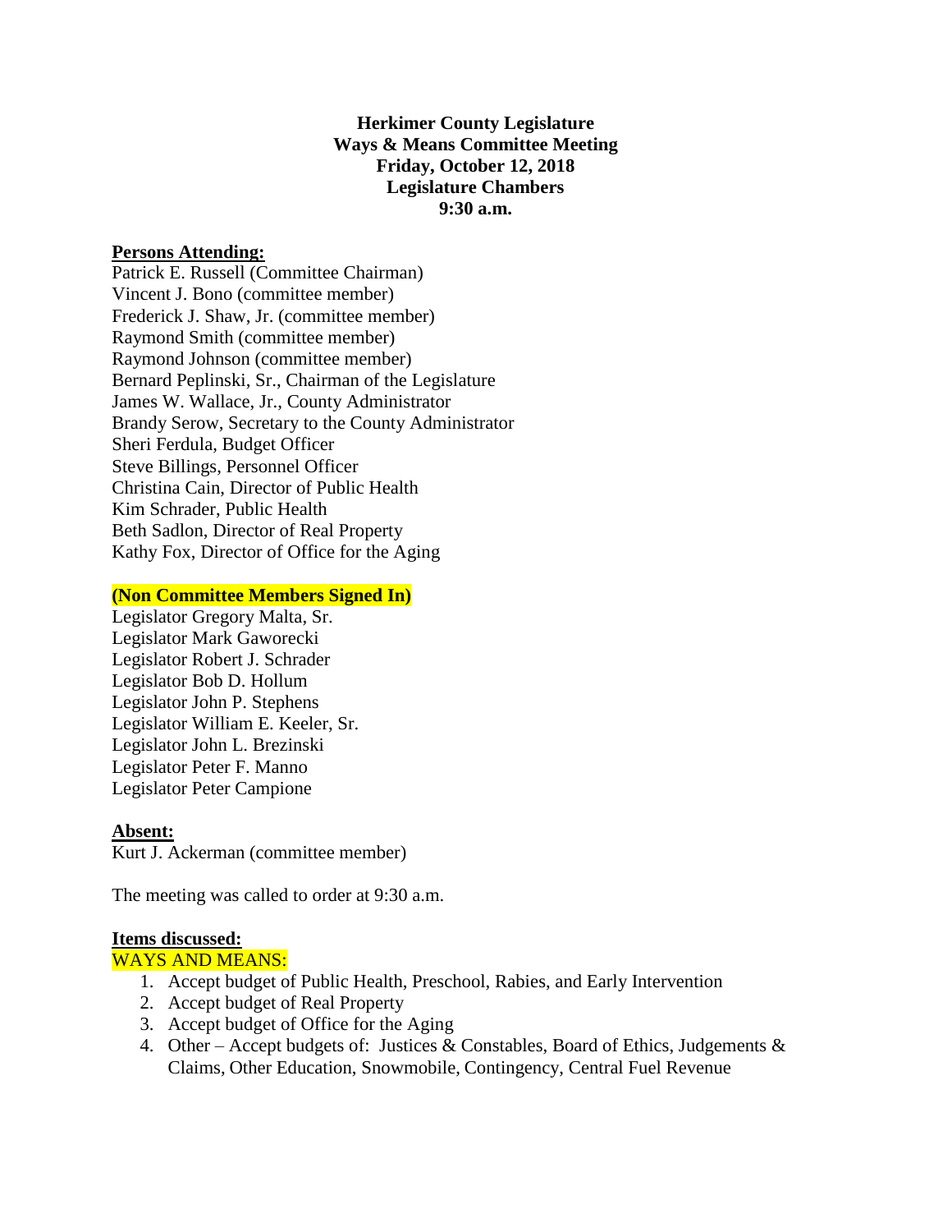**Herkimer County Legislature**
**Ways & Means Committee Meeting**
**Friday, October 12, 2018**
**Legislature Chambers**
**9:30 a.m.**

**Persons Attending:**

Patrick E. Russell (Committee Chairman)
Vincent J. Bono (committee member)
Frederick J. Shaw, Jr. (committee member)
Raymond Smith (committee member)
Raymond Johnson (committee member)
Bernard Peplinski, Sr., Chairman of the Legislature
James W. Wallace, Jr., County Administrator
Brandy Serow, Secretary to the County Administrator
Sheri Ferdula, Budget Officer
Steve Billings, Personnel Officer
Christina Cain, Director of Public Health
Kim Schrader, Public Health
Beth Sadlon, Director of Real Property
Kathy Fox, Director of Office for the Aging

**(Non Committee Members Signed In)**

Legislator Gregory Malta, Sr.
Legislator Mark Gaworecki
Legislator Robert J. Schrader
Legislator Bob D. Hollum
Legislator John P. Stephens
Legislator William E. Keeler, Sr.
Legislator John L. Brezinski
Legislator Peter F. Manno
Legislator Peter Campione

**Absent:**

Kurt J. Ackerman (committee member)

The meeting was called to order at 9:30 a.m.

**Items discussed:**

WAYS AND MEANS:

1. Accept budget of Public Health, Preschool, Rabies, and Early Intervention
2. Accept budget of Real Property
3. Accept budget of Office for the Aging
4. Other – Accept budgets of: Justices & Constables, Board of Ethics, Judgements & Claims, Other Education, Snowmobile, Contingency, Central Fuel Revenue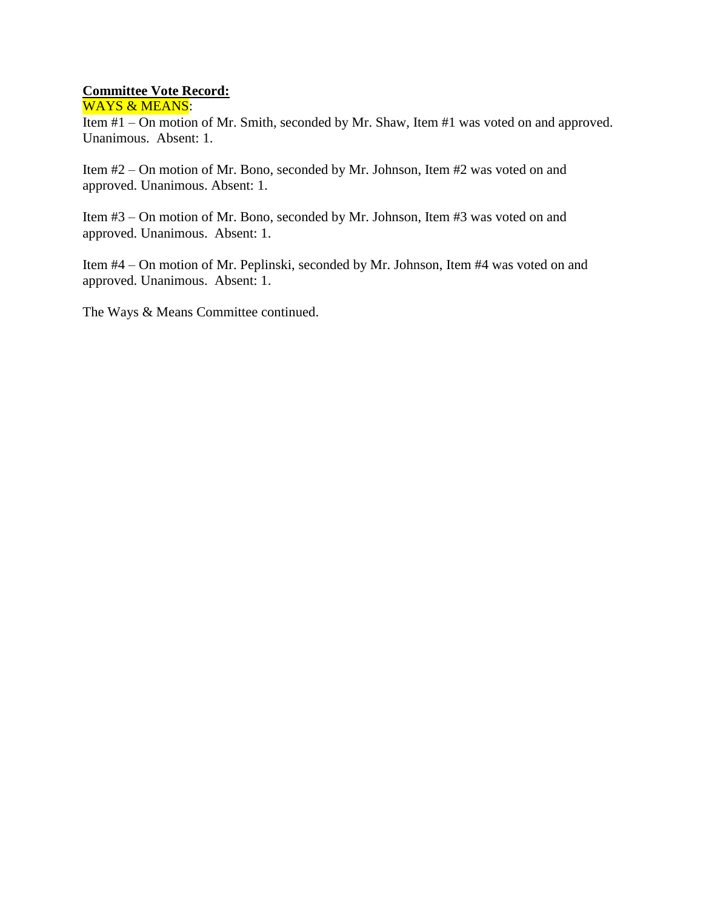**Committee Vote Record:**

WAYS & MEANS:

Item #1 – On motion of Mr. Smith, seconded by Mr. Shaw, Item #1 was voted on and approved. Unanimous. Absent: 1.

Item #2 – On motion of Mr. Bono, seconded by Mr. Johnson, Item #2 was voted on and approved. Unanimous. Absent: 1.

Item #3 – On motion of Mr. Bono, seconded by Mr. Johnson, Item #3 was voted on and approved. Unanimous. Absent: 1.

Item #4 – On motion of Mr. Peplinski, seconded by Mr. Johnson, Item #4 was voted on and approved. Unanimous. Absent: 1.

The Ways & Means Committee continued.